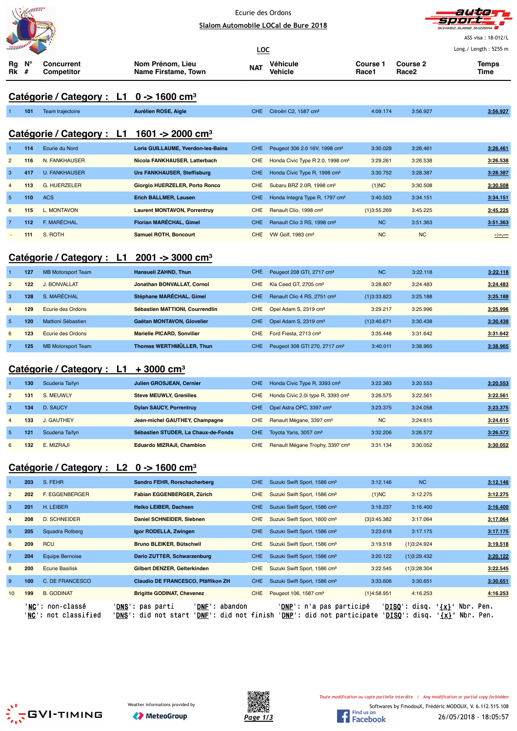Ecurie des Ordons

**Slalom Automobile LOCal de Bure 2018**

**LOC**

ASS visa : 18-012/L

Long./ Length : 5255 m

## Catégorie / Category : L1 0 -> 1600 cm³

| Rg Rk | N° # | Concurrent Competitor | Nom Prénom, Lieu Name Firstame, Town | NAT | Véhicule Vehicle | Course 1 Race1 | Course 2 Race2 | Temps Time |
|---|---|---|---|---|---|---|---|---|
| 1 | 101 | Team trajectoire | **Aurélien ROSE, Aigle** | CHE | Citroën C2, 1587 cm³ | 4:09.174 | 3:56.927 | **3:56.927** |

## Catégorie / Category : L1 1601 -> 2000 cm³

| Rg Rk | N° # | Concurrent Competitor | Nom Prénom, Lieu Name Firstame, Town | NAT | Véhicule Vehicle | Course 1 Race1 | Course 2 Race2 | Temps Time |
|---|---|---|---|---|---|---|---|---|
| 1 | 114 | Ecurie du Nord | **Loris GUILLAUME, Yverdon-les-Bains** | CHE | Peugeot 306 2.0 16V, 1998 cm³ | 3:30.028 | 3:26.461 | **3:26.461** |
| 2 | 116 | N. FANKHAUSER | **Nicola FANKHAUSER, Latterbach** | CHE | Honda Civic Type R 2.0, 1998 cm³ | 3:29.261 | 3:26.538 | **3:26.538** |
| 3 | 417 | U. FANKHAUSER | **Urs FANKHAUSER, Steffisburg** | CHE | Honda Civic Type R, 1998 cm³ | 3:30.752 | 3:28.387 | **3:28.387** |
| 4 | 113 | G. HUERZELER | **Giorgio HUERZELER, Porto Ronco** | CHE | Subaru BRZ 2.0R, 1998 cm³ | {1}NC | 3:30.508 | **3:30.508** |
| 5 | 110 | ACS | **Erich BALLMER, Lausen** | CHE | Honda Integra Type R, 1797 cm³ | 3:40.503 | 3:34.151 | **3:34.151** |
| 6 | 115 | L. MONTAVON | **Laurent MONTAVON, Porrentruy** | CHE | Renault Clio, 1998 cm³ | {1}3:55.269 | 3:45.225 | **3:45.225** |
| 7 | 112 | F. MARÉCHAL | **Florian MARÉCHAL, Gimel** | CHE | Renault Clio 3 RS, 1998 cm³ | NC | 3:51.363 | **3:51.363** |
| - | 111 | S. ROTH | **Samuel ROTH, Boncourt** | CHE | VW Golf, 1983 cm³ | NC | NC | **-:--.---** |

## Catégorie / Category : L1 2001 -> 3000 cm³

| Rg Rk | N° # | Concurrent Competitor | Nom Prénom, Lieu Name Firstame, Town | NAT | Véhicule Vehicle | Course 1 Race1 | Course 2 Race2 | Temps Time |
|---|---|---|---|---|---|---|---|---|
| 1 | 127 | MB Motorsport Team | **Hansueli ZAHND, Thun** | CHE | Peugeot 208 GTI, 2717 cm³ | NC | 3:22.118 | **3:22.118** |
| 2 | 122 | J. BONVALLAT | **Jonathan BONVALLAT, Cornol** | CHE | Kia Ceed GT, 2705 cm³ | 3:28.807 | 3:24.483 | **3:24.483** |
| 3 | 128 | S. MARÉCHAL | **Stéphane MARÉCHAL, Gimel** | CHE | Renault Clio 4 RS, 2751 cm³ | {1}3:33.823 | 3:25.188 | **3:25.188** |
| 4 | 129 | Ecurie des Ordons | **Sébastien MATTIONI, Courrendlin** | CHE | Opel Adam S, 2319 cm³ | 3:29.217 | 3:25.996 | **3:25.996** |
| 5 | 120 | Mattioni Sébastien | **Gaëtan MONTAVON, Glovelier** | CHE | Opel Adam S, 2319 cm³ | {1}3:40.671 | 3:30.438 | **3:30.438** |
| 6 | 123 | Ecurie des Ordons | **Marielle PICARD, Sonvilier** | CHE | Ford Fiesta, 2713 cm³ | 3:35.448 | 3:31.642 | **3:31.642** |
| 7 | 125 | MB Motorsport Team | **Thomas WERTHMÜLLER, Thun** | CHE | Peugeot 308 GTI 270, 2717 cm³ | 3:40.011 | 3:38.965 | **3:38.965** |

## Catégorie / Category : L1 + 3000 cm³

| Rg Rk | N° # | Concurrent Competitor | Nom Prénom, Lieu Name Firstame, Town | NAT | Véhicule Vehicle | Course 1 Race1 | Course 2 Race2 | Temps Time |
|---|---|---|---|---|---|---|---|---|
| 1 | 130 | Scuderia Taifyn | **Julien GROSJEAN, Cernier** | CHE | Honda Civic Type R, 3393 cm³ | 3:22.383 | 3:20.553 | **3:20.553** |
| 2 | 131 | S. MEUWLY | **Steve MEUWLY, Grenilles** | CHE | Honda Civic 2.0i type R, 3393 cm³ | 3:26.575 | 3:22.561 | **3:22.561** |
| 3 | 134 | D. SAUCY | **Dylan SAUCY, Porrentruy** | CHE | Opel Astra OPC, 3397 cm³ | 3:23.375 | 3:24.058 | **3:23.375** |
| 4 | 133 | J. GAUTHEY | **Jean-michel GAUTHEY, Champagne** | CHE | Renault Mégane, 3397 cm³ | NC | 3:24.615 | **3:24.615** |
| 5 | 121 | Scuderia Taifyn | **Sébastien STUDER, La Chaux-de-Fonds** | CHE | Toyota Yaris, 3057 cm³ | 3:32.206 | 3:26.572 | **3:26.572** |
| 6 | 132 | E. MIZRAJI | **Eduardo MIZRAJI, Chamblon** | CHE | Renault Mégane Trophy, 3397 cm³ | 3:31.134 | 3:30.052 | **3:30.052** |

## Catégorie / Category : L2 0 -> 1600 cm³

| Rg Rk | N° # | Concurrent Competitor | Nom Prénom, Lieu Name Firstame, Town | NAT | Véhicule Vehicle | Course 1 Race1 | Course 2 Race2 | Temps Time |
|---|---|---|---|---|---|---|---|---|
| 1 | 203 | S. FEHR | **Sandro FEHR, Rorschacherberg** | CHE | Suzuki Swift Sport, 1586 cm³ | 3:12.146 | NC | **3:12.146** |
| 2 | 202 | F. EGGENBERGER | **Fabian EGGENBERGER, Zürich** | CHE | Suzuki Swift Sport, 1586 cm³ | {1}NC | 3:12.275 | **3:12.275** |
| 3 | 201 | H. LEIBER | **Heiko LEIBER, Dachsen** | CHE | Suzuki Swift Sport, 1586 cm³ | 3:18.237 | 3:16.400 | **3:16.400** |
| 4 | 208 | D. SCHNEIDER | **Daniel SCHNEIDER, Siebnen** | CHE | Suzuki Swift Sport, 1600 cm³ | {3}3:45.382 | 3:17.064 | **3:17.064** |
| 5 | 205 | Squadra Rotberg | **Igor RODELLA, Zwingen** | CHE | Suzuki Swift Sport, 1586 cm³ | 3:23.618 | 3:17.175 | **3:17.175** |
| 6 | 209 | RCU | **Bruno BLEIKER, Bütschwil** | CHE | Suzuki Swift Sport, 1586 cm³ | 3:19.518 | {1}3:24.924 | **3:19.518** |
| 7 | 204 | Equipe Bernoise | **Dario ZUTTER, Schwarzenburg** | CHE | Suzuki Swift Sport, 1586 cm³ | 3:20.122 | {1}3:29.432 | **3:20.122** |
| 8 | 200 | Ecurie Basilisk | **Gilbert DENZER, Gelterkinden** | CHE | Suzuki Swift Sport, 1586 cm³ | 3:22.545 | {1}3:28.304 | **3:22.545** |
| 9 | 100 | C. DE FRANCESCO | **Claudio DE FRANCESCO, Pfäffikon ZH** | CHE | Suzuki Swift Sport, 1586 cm³ | 3:33.606 | 3:30.651 | **3:30.651** |
| 10 | 199 | B. GODINAT | **Brigitte GODINAT, Chevenez** | CHE | Peugeot 106, 1587 cm³ | {1}4:58.951 | 4:16.253 | **4:16.253** |

'NC': non-classé 'DNS': pas parti 'DNF': abandon 'DNP': n'a pas participé 'DISQ': disq. '{x}' Nbr. Pen.
'NC': not classified 'DNS': did not start 'DNF': did not finish 'DNP': did not participate 'DISQ': disq. '{x}' Nbr. Pen.

Weather informations provided by MeteoGroup

*Toute modification ou copie partielle interdite / Any modification or partial copy forbidden*

Softwares by FmodouX, Frédéric MODOUX, V. 6.112.515.108

26/05/2018 - 18:05:57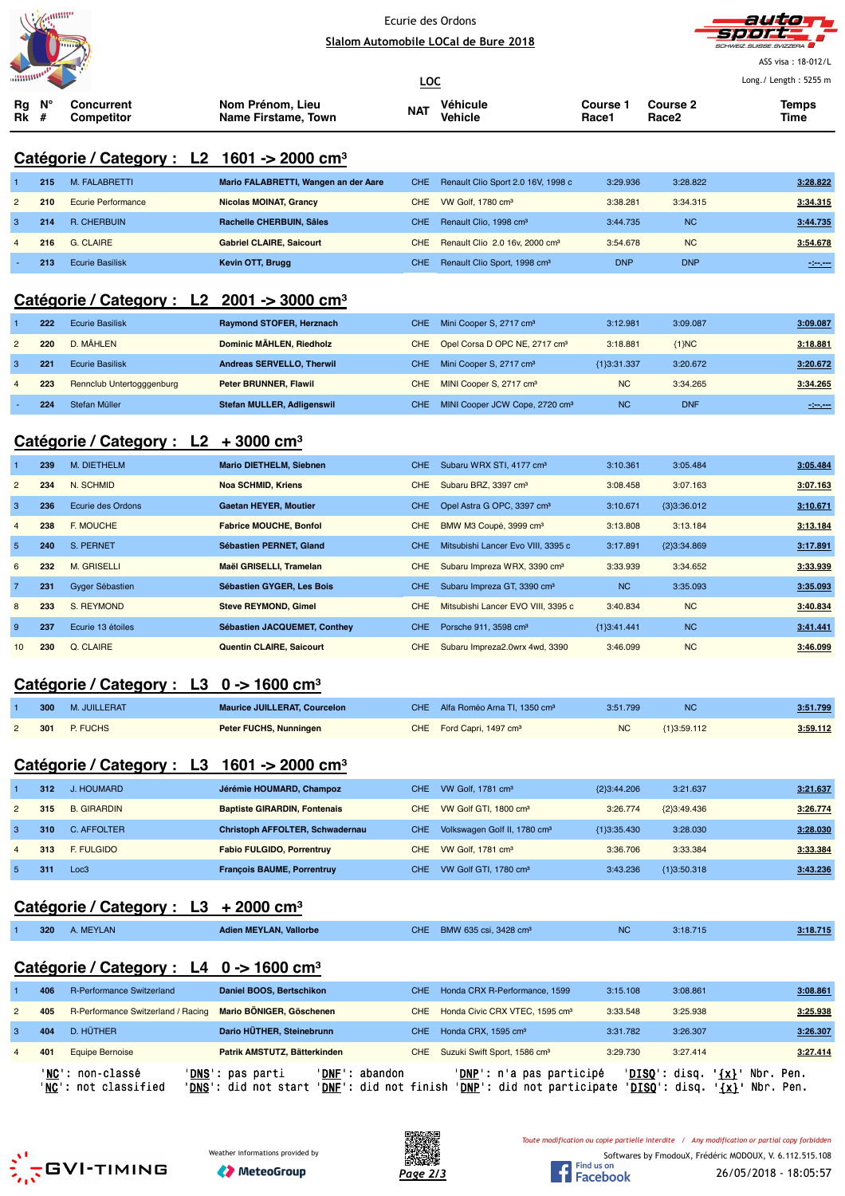Ecurie des Ordons

**Slalom Automobile LOCal de Bure 2018**

ASS visa : 18-012/L

Long./ Length : 5255 m

**LOC**

## Catégorie / Category : L2 1601 -> 2000 cm³

| Rg Rk | N° # | Concurrent Competitor | Nom Prénom, Lieu Name Firstame, Town | NAT | Véhicule Vehicle | Course 1 Race1 | Course 2 Race2 | Temps Time |
|---|---|---|---|---|---|---|---|---|
| 1 | 215 | M. FALABRETTI | Mario FALABRETTI, Wangen an der Aare | CHE | Renault Clio Sport 2.0 16V, 1998 c | 3:29.936 | 3:28.822 | 3:28.822 |
| 2 | 210 | Ecurie Performance | Nicolas MOINAT, Grancy | CHE | VW Golf, 1780 cm³ | 3:38.281 | 3:34.315 | 3:34.315 |
| 3 | 214 | R. CHERBUIN | Rachelle CHERBUIN, Sâles | CHE | Renault Clio, 1998 cm³ | 3:44.735 | NC | 3:44.735 |
| 4 | 216 | G. CLAIRE | Gabriel CLAIRE, Saicourt | CHE | Renault Clio 2.0 16v, 2000 cm³ | 3:54.678 | NC | 3:54.678 |
| - | 213 | Ecurie Basilisk | Kevin OTT, Brugg | CHE | Renault Clio Sport, 1998 cm³ | DNP | DNP | -:--.--- |

## Catégorie / Category : L2 2001 -> 3000 cm³

| Rg Rk | N° # | Concurrent Competitor | Nom Prénom, Lieu Name Firstame, Town | NAT | Véhicule Vehicle | Course 1 Race1 | Course 2 Race2 | Temps Time |
|---|---|---|---|---|---|---|---|---|
| 1 | 222 | Ecurie Basilisk | Raymond STOFER, Herznach | CHE | Mini Cooper S, 2717 cm³ | 3:12.981 | 3:09.087 | 3:09.087 |
| 2 | 220 | D. MÄHLEN | Dominic MÄHLEN, Riedholz | CHE | Opel Corsa D OPC NE, 2717 cm³ | 3:18.881 | {1}NC | 3:18.881 |
| 3 | 221 | Ecurie Basilisk | Andreas SERVELLO, Therwil | CHE | Mini Cooper S, 2717 cm³ | {1}3:31.337 | 3:20.672 | 3:20.672 |
| 4 | 223 | Rennclub Untertogggenburg | Peter BRUNNER, Flawil | CHE | MINI Cooper S, 2717 cm³ | NC | 3:34.265 | 3:34.265 |
| - | 224 | Stefan Müller | Stefan MULLER, Adligenswil | CHE | MINI Cooper JCW Cope, 2720 cm³ | NC | DNF | -:--.--- |

## Catégorie / Category : L2 + 3000 cm³

| Rg Rk | N° # | Concurrent Competitor | Nom Prénom, Lieu Name Firstame, Town | NAT | Véhicule Vehicle | Course 1 Race1 | Course 2 Race2 | Temps Time |
|---|---|---|---|---|---|---|---|---|
| 1 | 239 | M. DIETHELM | Mario DIETHELM, Siebnen | CHE | Subaru WRX STI, 4177 cm³ | 3:10.361 | 3:05.484 | 3:05.484 |
| 2 | 234 | N. SCHMID | Noa SCHMID, Kriens | CHE | Subaru BRZ, 3397 cm³ | 3:08.458 | 3:07.163 | 3:07.163 |
| 3 | 236 | Ecurie des Ordons | Gaetan HEYER, Moutier | CHE | Opel Astra G OPC, 3397 cm³ | 3:10.671 | {3}3:36.012 | 3:10.671 |
| 4 | 238 | F. MOUCHE | Fabrice MOUCHE, Bonfol | CHE | BMW M3 Coupé, 3999 cm³ | 3:13.808 | 3:13.184 | 3:13.184 |
| 5 | 240 | S. PERNET | Sébastien PERNET, Gland | CHE | Mitsubishi Lancer Evo VIII, 3395 c | 3:17.891 | {2}3:34.869 | 3:17.891 |
| 6 | 232 | M. GRISELLI | Maël GRISELLI, Tramelan | CHE | Subaru Impreza WRX, 3390 cm³ | 3:33.939 | 3:34.652 | 3:33.939 |
| 7 | 231 | Gyger Sébastien | Sébastien GYGER, Les Bois | CHE | Subaru Impreza GT, 3390 cm³ | NC | 3:35.093 | 3:35.093 |
| 8 | 233 | S. REYMOND | Steve REYMOND, Gimel | CHE | Mitsubishi Lancer EVO VIII, 3395 c | 3:40.834 | NC | 3:40.834 |
| 9 | 237 | Ecurie 13 étoiles | Sébastien JACQUEMET, Conthey | CHE | Porsche 911, 3598 cm³ | {1}3:41.441 | NC | 3:41.441 |
| 10 | 230 | Q. CLAIRE | Quentin CLAIRE, Saicourt | CHE | Subaru Impreza2.0wrx 4wd, 3390 | 3:46.099 | NC | 3:46.099 |

## Catégorie / Category : L3 0 -> 1600 cm³

| Rg Rk | N° # | Concurrent Competitor | Nom Prénom, Lieu Name Firstame, Town | NAT | Véhicule Vehicle | Course 1 Race1 | Course 2 Race2 | Temps Time |
|---|---|---|---|---|---|---|---|---|
| 1 | 300 | M. JUILLERAT | Maurice JUILLERAT, Courcelon | CHE | Alfa Roméo Arna TI, 1350 cm³ | 3:51.799 | NC | 3:51.799 |
| 2 | 301 | P. FUCHS | Peter FUCHS, Nunningen | CHE | Ford Capri, 1497 cm³ | NC | {1}3:59.112 | 3:59.112 |

## Catégorie / Category : L3 1601 -> 2000 cm³

| Rg Rk | N° # | Concurrent Competitor | Nom Prénom, Lieu Name Firstame, Town | NAT | Véhicule Vehicle | Course 1 Race1 | Course 2 Race2 | Temps Time |
|---|---|---|---|---|---|---|---|---|
| 1 | 312 | J. HOUMARD | Jérémie HOUMARD, Champoz | CHE | VW Golf, 1781 cm³ | {2}3:44.206 | 3:21.637 | 3:21.637 |
| 2 | 315 | B. GIRARDIN | Baptiste GIRARDIN, Fontenais | CHE | VW Golf GTI, 1800 cm³ | 3:26.774 | {2}3:49.436 | 3:26.774 |
| 3 | 310 | C. AFFOLTER | Christoph AFFOLTER, Schwadernau | CHE | Volkswagen Golf II, 1780 cm³ | {1}3:35.430 | 3:28.030 | 3:28.030 |
| 4 | 313 | F. FULGIDO | Fabio FULGIDO, Porrentruy | CHE | VW Golf, 1781 cm³ | 3:36.706 | 3:33.384 | 3:33.384 |
| 5 | 311 | Loc3 | François BAUME, Porrentruy | CHE | VW Golf GTI, 1780 cm³ | 3:43.236 | {1}3:50.318 | 3:43.236 |

## Catégorie / Category : L3 + 2000 cm³

| Rg Rk | N° # | Concurrent Competitor | Nom Prénom, Lieu Name Firstame, Town | NAT | Véhicule Vehicle | Course 1 Race1 | Course 2 Race2 | Temps Time |
|---|---|---|---|---|---|---|---|---|
| 1 | 320 | A. MEYLAN | Adien MEYLAN, Vallorbe | CHE | BMW 635 csi, 3428 cm³ | NC | 3:18.715 | 3:18.715 |

## Catégorie / Category : L4 0 -> 1600 cm³

| Rg Rk | N° # | Concurrent Competitor | Nom Prénom, Lieu Name Firstame, Town | NAT | Véhicule Vehicle | Course 1 Race1 | Course 2 Race2 | Temps Time |
|---|---|---|---|---|---|---|---|---|
| 1 | 406 | R-Performance Switzerland | Daniel BOOS, Bertschikon | CHE | Honda CRX R-Performance, 1599 | 3:15.108 | 3:08.861 | 3:08.861 |
| 2 | 405 | R-Performance Switzerland / Racing | Mario BÖNIGER, Göschenen | CHE | Honda Civic CRX VTEC, 1595 cm³ | 3:33.548 | 3:25.938 | 3:25.938 |
| 3 | 404 | D. HÜTHER | Dario HÜTHER, Steinebrunn | CHE | Honda CRX, 1595 cm³ | 3:31.782 | 3:26.307 | 3:26.307 |
| 4 | 401 | Equipe Bernoise | Patrik AMSTUTZ, Bätterkinden | CHE | Suzuki Swift Sport, 1586 cm³ | 3:29.730 | 3:27.414 | 3:27.414 |

'NC': non-classé 'DNS': pas parti 'DNF': abandon 'DNP': n'a pas participé 'DISQ': disq. '{x}' Nbr. Pen.
'NC': not classified 'DNS': did not start 'DNF': did not finish 'DNP': did not participate 'DISQ': disq. '{x}' Nbr. Pen.

Weather informations provided by MeteoGroup

Toute modification ou copie partielle interdite / Any modification or partial copy forbidden

Softwares by FmodouX, Frédéric MODOUX, V. 6.112.515.108

26/05/2018 - 18:05:57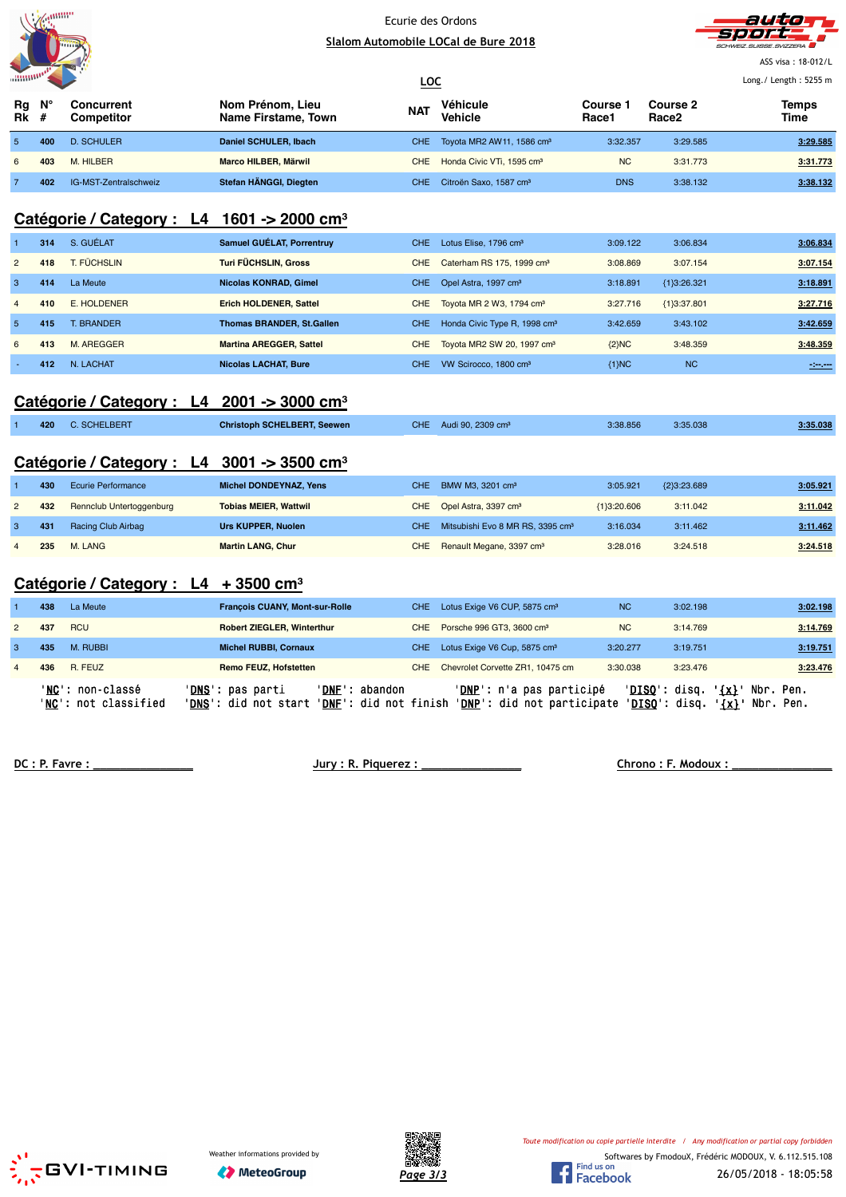Ecurie des Ordons

**Slalom Automobile LOCal de Bure 2018**

ASS visa : 18-012/L

Long./ Length : 5255 m

**LOC**

| Rg Rk | N° # | Concurrent Competitor | Nom Prénom, Lieu Name Firstame, Town | NAT | Véhicule Vehicle | Course 1 Race1 | Course 2 Race2 | Temps Time |
|---|---|---|---|---|---|---|---|---|
| 5 | 400 | D. SCHULER | Daniel SCHULER, Ibach | CHE | Toyota MR2 AW11, 1586 cm³ | 3:32.357 | 3:29.585 | 3:29.585 |
| 6 | 403 | M. HILBER | Marco HILBER, Märwil | CHE | Honda Civic VTi, 1595 cm³ | NC | 3:31.773 | 3:31.773 |
| 7 | 402 | IG-MST-Zentralschweiz | Stefan HÄNGGI, Diegten | CHE | Citroën Saxo, 1587 cm³ | DNS | 3:38.132 | 3:38.132 |

## Catégorie / Category : L4 1601 -> 2000 cm³

| Rg Rk | N° # | Concurrent Competitor | Nom Prénom, Lieu Name Firstame, Town | NAT | Véhicule Vehicle | Course 1 Race1 | Course 2 Race2 | Temps Time |
|---|---|---|---|---|---|---|---|---|
| 1 | 314 | S. GUÉLAT | Samuel GUÉLAT, Porrentruy | CHE | Lotus Elise, 1796 cm³ | 3:09.122 | 3:06.834 | 3:06.834 |
| 2 | 418 | T. FÜCHSLIN | Turi FÜCHSLIN, Gross | CHE | Caterham RS 175, 1999 cm³ | 3:08.869 | 3:07.154 | 3:07.154 |
| 3 | 414 | La Meute | Nicolas KONRAD, Gimel | CHE | Opel Astra, 1997 cm³ | 3:18.891 | {1}3:26.321 | 3:18.891 |
| 4 | 410 | E. HOLDENER | Erich HOLDENER, Sattel | CHE | Toyota MR 2 W3, 1794 cm³ | 3:27.716 | {1}3:37.801 | 3:27.716 |
| 5 | 415 | T. BRANDER | Thomas BRANDER, St.Gallen | CHE | Honda Civic Type R, 1998 cm³ | 3:42.659 | 3:43.102 | 3:42.659 |
| 6 | 413 | M. AREGGER | Martina AREGGER, Sattel | CHE | Toyota MR2 SW 20, 1997 cm³ | {2}NC | 3:48.359 | 3:48.359 |
| - | 412 | N. LACHAT | Nicolas LACHAT, Bure | CHE | VW Scirocco, 1800 cm³ | {1}NC | NC | -:--.--- |

## Catégorie / Category : L4 2001 -> 3000 cm³

| Rg Rk | N° # | Concurrent Competitor | Nom Prénom, Lieu Name Firstame, Town | NAT | Véhicule Vehicle | Course 1 Race1 | Course 2 Race2 | Temps Time |
|---|---|---|---|---|---|---|---|---|
| 1 | 420 | C. SCHELBERT | Christoph SCHELBERT, Seewen | CHE | Audi 90, 2309 cm³ | 3:38.856 | 3:35.038 | 3:35.038 |

## Catégorie / Category : L4 3001 -> 3500 cm³

| Rg Rk | N° # | Concurrent Competitor | Nom Prénom, Lieu Name Firstame, Town | NAT | Véhicule Vehicle | Course 1 Race1 | Course 2 Race2 | Temps Time |
|---|---|---|---|---|---|---|---|---|
| 1 | 430 | Ecurie Performance | Michel DONDEYNAZ, Yens | CHE | BMW M3, 3201 cm³ | 3:05.921 | {2}3:23.689 | 3:05.921 |
| 2 | 432 | Rennclub Untertoggenburg | Tobias MEIER, Wattwil | CHE | Opel Astra, 3397 cm³ | {1}3:20.606 | 3:11.042 | 3:11.042 |
| 3 | 431 | Racing Club Airbag | Urs KUPPER, Nuolen | CHE | Mitsubishi Evo 8 MR RS, 3395 cm³ | 3:16.034 | 3:11.462 | 3:11.462 |
| 4 | 235 | M. LANG | Martin LANG, Chur | CHE | Renault Megane, 3397 cm³ | 3:28.016 | 3:24.518 | 3:24.518 |

## Catégorie / Category : L4 + 3500 cm³

| Rg Rk | N° # | Concurrent Competitor | Nom Prénom, Lieu Name Firstame, Town | NAT | Véhicule Vehicle | Course 1 Race1 | Course 2 Race2 | Temps Time |
|---|---|---|---|---|---|---|---|---|
| 1 | 438 | La Meute | François CUANY, Mont-sur-Rolle | CHE | Lotus Exige V6 CUP, 5875 cm³ | NC | 3:02.198 | 3:02.198 |
| 2 | 437 | RCU | Robert ZIEGLER, Winterthur | CHE | Porsche 996 GT3, 3600 cm³ | NC | 3:14.769 | 3:14.769 |
| 3 | 435 | M. RUBBI | Michel RUBBI, Cornaux | CHE | Lotus Exige V6 Cup, 5875 cm³ | 3:20.277 | 3:19.751 | 3:19.751 |
| 4 | 436 | R. FEUZ | Remo FEUZ, Hofstetten | CHE | Chevrolet Corvette ZR1, 10475 cm | 3:30.038 | 3:23.476 | 3:23.476 |

'NC': non-classé 'DNS': pas parti 'DNF': abandon 'DNP': n'a pas participé 'DISQ': disq. '{x}' Nbr. Pen.
'NC': not classified 'DNS': did not start 'DNF': did not finish 'DNP': did not participate 'DISQ': disq. '{x}' Nbr. Pen.

DC : P. Favre : _______________ Jury : R. Piquerez : _______________ Chrono : F. Modoux : _______________

*Toute modification ou copie partielle interdite / Any modification or partial copy forbidden*

Softwares by FmodouX, Frédéric MODOUX, V. 6.112.515.108

Weather informations provided by MeteoGroup

26/05/2018 - 18:05:58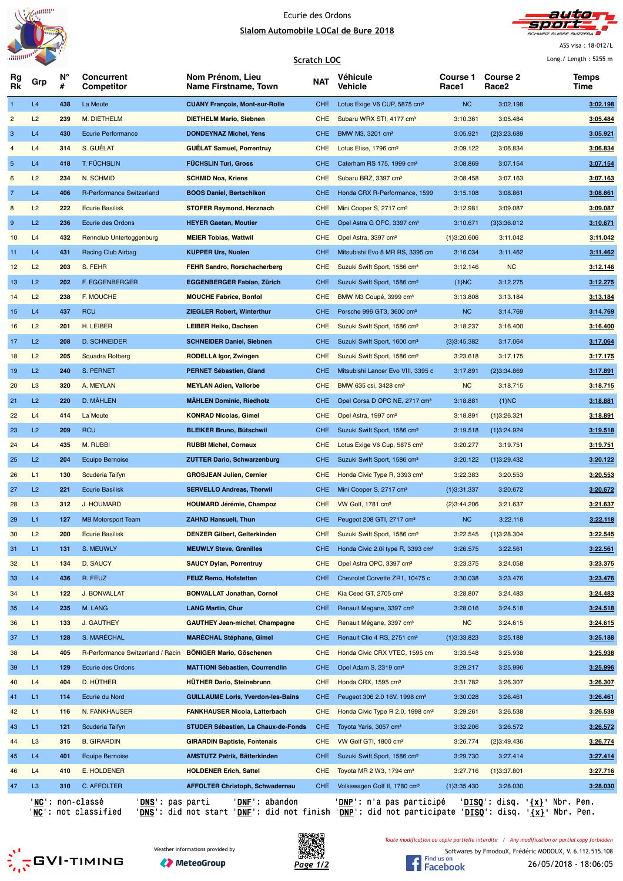Ecurie des Ordons

**Slalom Automobile LOCal de Bure 2018**

ASS visa : 18-012/L

Long./ Length : 5255 m

**Scratch LOC**

| Rg Rk | Grp | N° # | Concurrent Competitor | Nom Prénom, Lieu Name Firstname, Town | NAT | Véhicule Vehicle | Course 1 Race1 | Course 2 Race2 | Temps Time |
|---|---|---|---|---|---|---|---|---|---|
| 1 | L4 | 438 | La Meute | **CUANY François, Mont-sur-Rolle** | CHE | Lotus Exige V6 CUP, 5875 cm³ | NC | 3:02.198 | **3:02.198** |
| 2 | L2 | 239 | M. DIETHELM | **DIETHELM Mario, Siebnen** | CHE | Subaru WRX STI, 4177 cm³ | 3:10.361 | 3:05.484 | **3:05.484** |
| 3 | L4 | 430 | Ecurie Performance | **DONDEYNAZ Michel, Yens** | CHE | BMW M3, 3201 cm³ | 3:05.921 | {2}3:23.689 | **3:05.921** |
| 4 | L4 | 314 | S. GUÉLAT | **GUÉLAT Samuel, Porrentruy** | CHE | Lotus Elise, 1796 cm³ | 3:09.122 | 3:06.834 | **3:06.834** |
| 5 | L4 | 418 | T. FÜCHSLIN | **FÜCHSLIN Turi, Gross** | CHE | Caterham RS 175, 1999 cm³ | 3:08.869 | 3:07.154 | **3:07.154** |
| 6 | L2 | 234 | N. SCHMID | **SCHMID Noa, Kriens** | CHE | Subaru BRZ, 3397 cm³ | 3:08.458 | 3:07.163 | **3:07.163** |
| 7 | L4 | 406 | R-Performance Switzerland | **BOOS Daniel, Bertschikon** | CHE | Honda CRX R-Performance, 1599 | 3:15.108 | 3:08.861 | **3:08.861** |
| 8 | L2 | 222 | Ecurie Basilisk | **STOFER Raymond, Herznach** | CHE | Mini Cooper S, 2717 cm³ | 3:12.981 | 3:09.087 | **3:09.087** |
| 9 | L2 | 236 | Ecurie des Ordons | **HEYER Gaetan, Moutier** | CHE | Opel Astra G OPC, 3397 cm³ | 3:10.671 | {3}3:36.012 | **3:10.671** |
| 10 | L4 | 432 | Rennclub Untertoggenburg | **MEIER Tobias, Wattwil** | CHE | Opel Astra, 3397 cm³ | {1}3:20.606 | 3:11.042 | **3:11.042** |
| 11 | L4 | 431 | Racing Club Airbag | **KUPPER Urs, Nuolen** | CHE | Mitsubishi Evo 8 MR RS, 3395 cm | 3:16.034 | 3:11.462 | **3:11.462** |
| 12 | L2 | 203 | S. FEHR | **FEHR Sandro, Rorschacherberg** | CHE | Suzuki Swift Sport, 1586 cm³ | 3:12.146 | NC | **3:12.146** |
| 13 | L2 | 202 | F. EGGENBERGER | **EGGENBERGER Fabian, Zürich** | CHE | Suzuki Swift Sport, 1586 cm³ | {1}NC | 3:12.275 | **3:12.275** |
| 14 | L2 | 238 | F. MOUCHE | **MOUCHE Fabrice, Bonfol** | CHE | BMW M3 Coupé, 3999 cm³ | 3:13.808 | 3:13.184 | **3:13.184** |
| 15 | L4 | 437 | RCU | **ZIEGLER Robert, Winterthur** | CHE | Porsche 996 GT3, 3600 cm³ | NC | 3:14.769 | **3:14.769** |
| 16 | L2 | 201 | H. LEIBER | **LEIBER Heiko, Dachsen** | CHE | Suzuki Swift Sport, 1586 cm³ | 3:18.237 | 3:16.400 | **3:16.400** |
| 17 | L2 | 208 | D. SCHNEIDER | **SCHNEIDER Daniel, Siebnen** | CHE | Suzuki Swift Sport, 1600 cm³ | {3}3:45.382 | 3:17.064 | **3:17.064** |
| 18 | L2 | 205 | Squadra Rotberg | **RODELLA Igor, Zwingen** | CHE | Suzuki Swift Sport, 1586 cm³ | 3:23.618 | 3:17.175 | **3:17.175** |
| 19 | L2 | 240 | S. PERNET | **PERNET Sébastien, Gland** | CHE | Mitsubishi Lancer Evo VIII, 3395 c | 3:17.891 | {2}3:34.869 | **3:17.891** |
| 20 | L3 | 320 | A. MEYLAN | **MEYLAN Adien, Vallorbe** | CHE | BMW 635 csi, 3428 cm³ | NC | 3:18.715 | **3:18.715** |
| 21 | L2 | 220 | D. MÄHLEN | **MÄHLEN Dominic, Riedholz** | CHE | Opel Corsa D OPC NE, 2717 cm³ | 3:18.881 | {1}NC | **3:18.881** |
| 22 | L4 | 414 | La Meute | **KONRAD Nicolas, Gimel** | CHE | Opel Astra, 1997 cm³ | 3:18.891 | {1}3:26.321 | **3:18.891** |
| 23 | L2 | 209 | RCU | **BLEIKER Bruno, Bütschwil** | CHE | Suzuki Swift Sport, 1586 cm³ | 3:19.518 | {1}3:24.924 | **3:19.518** |
| 24 | L4 | 435 | M. RUBBI | **RUBBI Michel, Cornaux** | CHE | Lotus Exige V6 Cup, 5875 cm³ | 3:20.277 | 3:19.751 | **3:19.751** |
| 25 | L2 | 204 | Equipe Bernoise | **ZUTTER Dario, Schwarzenburg** | CHE | Suzuki Swift Sport, 1586 cm³ | 3:20.122 | {1}3:29.432 | **3:20.122** |
| 26 | L1 | 130 | Scuderia Taifyn | **GROSJEAN Julien, Cernier** | CHE | Honda Civic Type R, 3393 cm³ | 3:22.383 | 3:20.553 | **3:20.553** |
| 27 | L2 | 221 | Ecurie Basilisk | **SERVELLO Andreas, Therwil** | CHE | Mini Cooper S, 2717 cm³ | {1}3:31.337 | 3:20.672 | **3:20.672** |
| 28 | L3 | 312 | J. HOUMARD | **HOUMARD Jérémie, Champoz** | CHE | VW Golf, 1781 cm³ | {2}3:44.206 | 3:21.637 | **3:21.637** |
| 29 | L1 | 127 | MB Motorsport Team | **ZAHND Hansueli, Thun** | CHE | Peugeot 208 GTI, 2717 cm³ | NC | 3:22.118 | **3:22.118** |
| 30 | L2 | 200 | Ecurie Basilisk | **DENZER Gilbert, Gelterkinden** | CHE | Suzuki Swift Sport, 1586 cm³ | 3:22.545 | {1}3:28.304 | **3:22.545** |
| 31 | L1 | 131 | S. MEUWLY | **MEUWLY Steve, Grenilles** | CHE | Honda Civic 2.0i type R, 3393 cm³ | 3:26.575 | 3:22.561 | **3:22.561** |
| 32 | L1 | 134 | D. SAUCY | **SAUCY Dylan, Porrentruy** | CHE | Opel Astra OPC, 3397 cm³ | 3:23.375 | 3:24.058 | **3:23.375** |
| 33 | L4 | 436 | R. FEUZ | **FEUZ Remo, Hofstetten** | CHE | Chevrolet Corvette ZR1, 10475 c | 3:30.038 | 3:23.476 | **3:23.476** |
| 34 | L1 | 122 | J. BONVALLAT | **BONVALLAT Jonathan, Cornol** | CHE | Kia Ceed GT, 2705 cm³ | 3:28.807 | 3:24.483 | **3:24.483** |
| 35 | L4 | 235 | M. LANG | **LANG Martin, Chur** | CHE | Renault Megane, 3397 cm³ | 3:28.016 | 3:24.518 | **3:24.518** |
| 36 | L1 | 133 | J. GAUTHEY | **GAUTHEY Jean-michel, Champagne** | CHE | Renault Mégane, 3397 cm³ | NC | 3:24.615 | **3:24.615** |
| 37 | L1 | 128 | S. MARÉCHAL | **MARÉCHAL Stéphane, Gimel** | CHE | Renault Clio 4 RS, 2751 cm³ | {1}3:33.823 | 3:25.188 | **3:25.188** |
| 38 | L4 | 405 | R-Performance Switzerland / Racin | **BÖNIGER Mario, Göschenen** | CHE | Honda Civic CRX VTEC, 1595 cm | 3:33.548 | 3:25.938 | **3:25.938** |
| 39 | L1 | 129 | Ecurie des Ordons | **MATTIONI Sébastien, Courrendlin** | CHE | Opel Adam S, 2319 cm³ | 3:29.217 | 3:25.996 | **3:25.996** |
| 40 | L4 | 404 | D. HÜTHER | **HÜTHER Dario, Steinebrunn** | CHE | Honda CRX, 1595 cm³ | 3:31.782 | 3:26.307 | **3:26.307** |
| 41 | L1 | 114 | Ecurie du Nord | **GUILLAUME Loris, Yverdon-les-Bains** | CHE | Peugeot 306 2.0 16V, 1998 cm³ | 3:30.028 | 3:26.461 | **3:26.461** |
| 42 | L1 | 116 | N. FANKHAUSER | **FANKHAUSER Nicola, Latterbach** | CHE | Honda Civic Type R 2.0, 1998 cm³ | 3:29.261 | 3:26.538 | **3:26.538** |
| 43 | L1 | 121 | Scuderia Taifyn | **STUDER Sébastien, La Chaux-de-Fonds** | CHE | Toyota Yaris, 3057 cm³ | 3:32.206 | 3:26.572 | **3:26.572** |
| 44 | L3 | 315 | B. GIRARDIN | **GIRARDIN Baptiste, Fontenais** | CHE | VW Golf GTI, 1800 cm³ | 3:26.774 | {2}3:49.436 | **3:26.774** |
| 45 | L4 | 401 | Equipe Bernoise | **AMSTUTZ Patrik, Bätterkinden** | CHE | Suzuki Swift Sport, 1586 cm³ | 3:29.730 | 3:27.414 | **3:27.414** |
| 46 | L4 | 410 | E. HOLDENER | **HOLDENER Erich, Sattel** | CHE | Toyota MR 2 W3, 1794 cm³ | 3:27.716 | {1}3:37.801 | **3:27.716** |
| 47 | L3 | 310 | C. AFFOLTER | **AFFOLTER Christoph, Schwadernau** | CHE | Volkswagen Golf II, 1780 cm³ | {1}3:35.430 | 3:28.030 | **3:28.030** |

'NC': non-classé 'DNS': pas parti 'DNF': abandon 'DNP': n'a pas participé 'DISQ': disq. '{x}' Nbr. Pen.
'NC': not classified 'DNS': did not start 'DNF': did not finish 'DNP': did not participate 'DISQ': disq. '{x}' Nbr. Pen.

Weather informations provided by MeteoGroup

Toute modification ou copie partielle interdite / Any modification or partial copy forbidden

Softwares by FmodouX, Frédéric MODOUX, V. 6.112.515.108

26/05/2018 - 18:06:05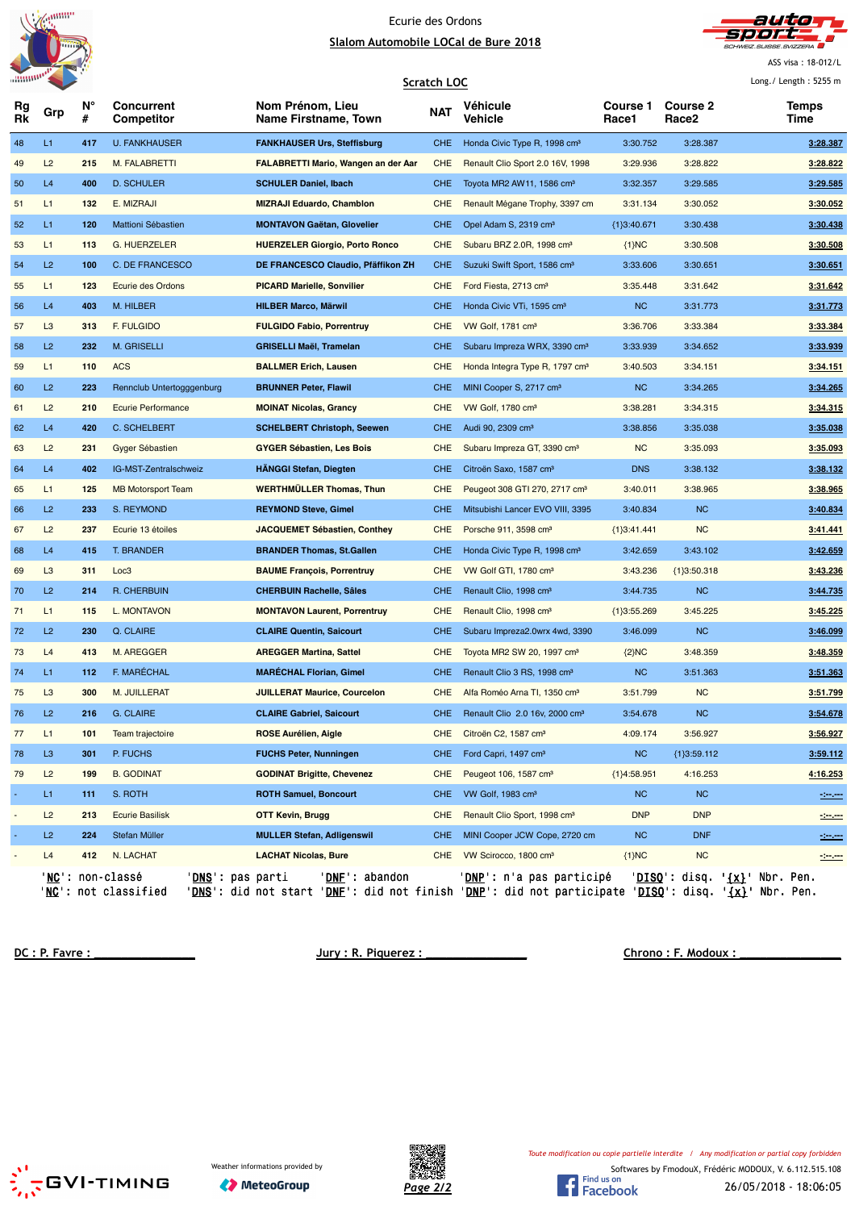Ecurie des Ordons

**Slalom Automobile LOCal de Bure 2018**

ASS visa : 18-012/L

Long./ Length : 5255 m

**Scratch LOC**

| Rg Rk | Grp | N° # | Concurrent Competitor | Nom Prénom, Lieu Name Firstname, Town | NAT | Véhicule Vehicle | Course 1 Race1 | Course 2 Race2 | Temps Time |
|---|---|---|---|---|---|---|---|---|---|
| 48 | L1 | 417 | U. FANKHAUSER | **FANKHAUSER Urs, Steffisburg** | CHE | Honda Civic Type R, 1998 cm³ | 3:30.752 | 3:28.387 | **3:28.387** |
| 49 | L2 | 215 | M. FALABRETTI | **FALABRETTI Mario, Wangen an der Aar** | CHE | Renault Clio Sport 2.0 16V, 1998 | 3:29.936 | 3:28.822 | **3:28.822** |
| 50 | L4 | 400 | D. SCHULER | **SCHULER Daniel, Ibach** | CHE | Toyota MR2 AW11, 1586 cm³ | 3:32.357 | 3:29.585 | **3:29.585** |
| 51 | L1 | 132 | E. MIZRAJI | **MIZRAJI Eduardo, Chamblon** | CHE | Renault Mégane Trophy, 3397 cm | 3:31.134 | 3:30.052 | **3:30.052** |
| 52 | L1 | 120 | Mattioni Sébastien | **MONTAVON Gaëtan, Glovelier** | CHE | Opel Adam S, 2319 cm³ | {1}3:40.671 | 3:30.438 | **3:30.438** |
| 53 | L1 | 113 | G. HUERZELER | **HUERZELER Giorgio, Porto Ronco** | CHE | Subaru BRZ 2.0R, 1998 cm³ | {1}NC | 3:30.508 | **3:30.508** |
| 54 | L2 | 100 | C. DE FRANCESCO | **DE FRANCESCO Claudio, Pfäffikon ZH** | CHE | Suzuki Swift Sport, 1586 cm³ | 3:33.606 | 3:30.651 | **3:30.651** |
| 55 | L1 | 123 | Ecurie des Ordons | **PICARD Marielle, Sonvilier** | CHE | Ford Fiesta, 2713 cm³ | 3:35.448 | 3:31.642 | **3:31.642** |
| 56 | L4 | 403 | M. HILBER | **HILBER Marco, Märwil** | CHE | Honda Civic VTi, 1595 cm³ | NC | 3:31.773 | **3:31.773** |
| 57 | L3 | 313 | F. FULGIDO | **FULGIDO Fabio, Porrentruy** | CHE | VW Golf, 1781 cm³ | 3:36.706 | 3:33.384 | **3:33.384** |
| 58 | L2 | 232 | M. GRISELLI | **GRISELLI Maël, Tramelan** | CHE | Subaru Impreza WRX, 3390 cm³ | 3:33.939 | 3:34.652 | **3:33.939** |
| 59 | L1 | 110 | ACS | **BALLMER Erich, Lausen** | CHE | Honda Integra Type R, 1797 cm³ | 3:40.503 | 3:34.151 | **3:34.151** |
| 60 | L2 | 223 | Rennclub Untertogggenburg | **BRUNNER Peter, Flawil** | CHE | MINI Cooper S, 2717 cm³ | NC | 3:34.265 | **3:34.265** |
| 61 | L2 | 210 | Ecurie Performance | **MOINAT Nicolas, Grancy** | CHE | VW Golf, 1780 cm³ | 3:38.281 | 3:34.315 | **3:34.315** |
| 62 | L4 | 420 | C. SCHELBERT | **SCHELBERT Christoph, Seewen** | CHE | Audi 90, 2309 cm³ | 3:38.856 | 3:35.038 | **3:35.038** |
| 63 | L2 | 231 | Gyger Sébastien | **GYGER Sébastien, Les Bois** | CHE | Subaru Impreza GT, 3390 cm³ | NC | 3:35.093 | **3:35.093** |
| 64 | L4 | 402 | IG-MST-Zentralschweiz | **HÄNGGI Stefan, Diegten** | CHE | Citroën Saxo, 1587 cm³ | DNS | 3:38.132 | **3:38.132** |
| 65 | L1 | 125 | MB Motorsport Team | **WERTHMÜLLER Thomas, Thun** | CHE | Peugeot 308 GTI 270, 2717 cm³ | 3:40.011 | 3:38.965 | **3:38.965** |
| 66 | L2 | 233 | S. REYMOND | **REYMOND Steve, Gimel** | CHE | Mitsubishi Lancer EVO VIII, 3395 | 3:40.834 | NC | **3:40.834** |
| 67 | L2 | 237 | Ecurie 13 étoiles | **JACQUEMET Sébastien, Conthey** | CHE | Porsche 911, 3598 cm³ | {1}3:41.441 | NC | **3:41.441** |
| 68 | L4 | 415 | T. BRANDER | **BRANDER Thomas, St.Gallen** | CHE | Honda Civic Type R, 1998 cm³ | 3:42.659 | 3:43.102 | **3:42.659** |
| 69 | L3 | 311 | Loc3 | **BAUME François, Porrentruy** | CHE | VW Golf GTI, 1780 cm³ | 3:43.236 | {1}3:50.318 | **3:43.236** |
| 70 | L2 | 214 | R. CHERBUIN | **CHERBUIN Rachelle, Sâles** | CHE | Renault Clio, 1998 cm³ | 3:44.735 | NC | **3:44.735** |
| 71 | L1 | 115 | L. MONTAVON | **MONTAVON Laurent, Porrentruy** | CHE | Renault Clio, 1998 cm³ | {1}3:55.269 | 3:45.225 | **3:45.225** |
| 72 | L2 | 230 | Q. CLAIRE | **CLAIRE Quentin, Saicourt** | CHE | Subaru Impreza2.0wrx 4wd, 3390 | 3:46.099 | NC | **3:46.099** |
| 73 | L4 | 413 | M. AREGGER | **AREGGER Martina, Sattel** | CHE | Toyota MR2 SW 20, 1997 cm³ | {2}NC | 3:48.359 | **3:48.359** |
| 74 | L1 | 112 | F. MARÉCHAL | **MARÉCHAL Florian, Gimel** | CHE | Renault Clio 3 RS, 1998 cm³ | NC | 3:51.363 | **3:51.363** |
| 75 | L3 | 300 | M. JUILLERAT | **JUILLERAT Maurice, Courcelon** | CHE | Alfa Roméo Arna TI, 1350 cm³ | 3:51.799 | NC | **3:51.799** |
| 76 | L2 | 216 | G. CLAIRE | **CLAIRE Gabriel, Saicourt** | CHE | Renault Clio 2.0 16v, 2000 cm³ | 3:54.678 | NC | **3:54.678** |
| 77 | L1 | 101 | Team trajectoire | **ROSE Aurélien, Aigle** | CHE | Citroën C2, 1587 cm³ | 4:09.174 | 3:56.927 | **3:56.927** |
| 78 | L3 | 301 | P. FUCHS | **FUCHS Peter, Nunningen** | CHE | Ford Capri, 1497 cm³ | NC | {1}3:59.112 | **3:59.112** |
| 79 | L2 | 199 | B. GODINAT | **GODINAT Brigitte, Chevenez** | CHE | Peugeot 106, 1587 cm³ | {1}4:58.951 | 4:16.253 | **4:16.253** |
| - | L1 | 111 | S. ROTH | **ROTH Samuel, Boncourt** | CHE | VW Golf, 1983 cm³ | NC | NC | **-:--.---** |
| - | L2 | 213 | Ecurie Basilisk | **OTT Kevin, Brugg** | CHE | Renault Clio Sport, 1998 cm³ | DNP | DNP | **-:--.---** |
| - | L2 | 224 | Stefan Müller | **MULLER Stefan, Adligenswil** | CHE | MINI Cooper JCW Cope, 2720 cm | NC | DNF | **-:--.---** |
| - | L4 | 412 | N. LACHAT | **LACHAT Nicolas, Bure** | CHE | VW Scirocco, 1800 cm³ | {1}NC | NC | **-:--.---** |

'NC': non-classé 'DNS': pas parti 'DNF': abandon 'DNP': n'a pas participé 'DISQ': disq. '{x}' Nbr. Pen.
'NC': not classified 'DNS': did not start 'DNF': did not finish 'DNP': did not participate 'DISQ': disq. '{x}' Nbr. Pen.

DC : P. Favre : ______________ Jury : R. Piquerez : ______________ Chrono : F. Modoux : ______________

Weather informations provided by MeteoGroup

*Toute modification ou copie partielle interdite / Any modification or partial copy forbidden*

Softwares by FmodouX, Frédéric MODOUX, V. 6.112.515.108

26/05/2018 - 18:06:05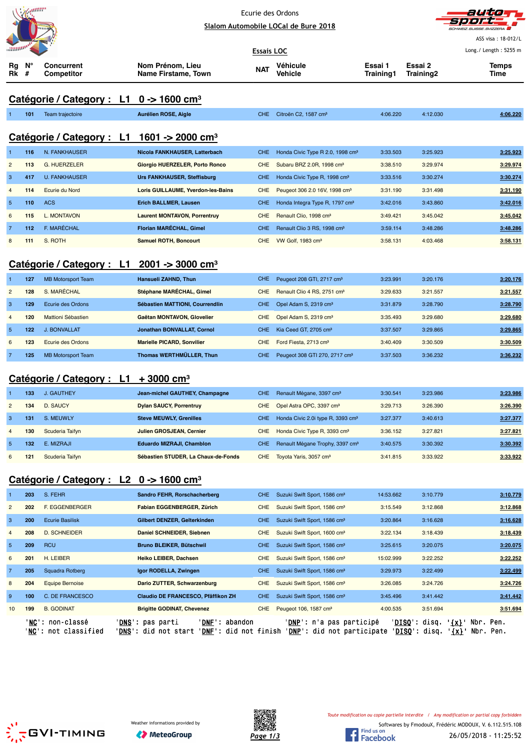Ecurie des Ordons

Slalom Automobile LOCal de Bure 2018

ASS visa : 18-012/L

Essais LOC

Long./ Length : 5255 m

## Catégorie / Category : L1 0 -> 1600 cm³

| Rg Rk | N° # | Concurrent Competitor | Nom Prénom, Lieu Name Firstame, Town | NAT | Véhicule Vehicle | Essai 1 Training1 | Essai 2 Training2 | Temps Time |
|---|---|---|---|---|---|---|---|---|
| 1 | 101 | Team trajectoire | Aurélien ROSE, Aigle | CHE | Citroën C2, 1587 cm³ | 4:06.220 | 4:12.030 | 4:06.220 |

## Catégorie / Category : L1 1601 -> 2000 cm³

| Rg Rk | N° # | Concurrent Competitor | Nom Prénom, Lieu Name Firstame, Town | NAT | Véhicule Vehicle | Essai 1 Training1 | Essai 2 Training2 | Temps Time |
|---|---|---|---|---|---|---|---|---|
| 1 | 116 | N. FANKHAUSER | Nicola FANKHAUSER, Latterbach | CHE | Honda Civic Type R 2.0, 1998 cm³ | 3:33.503 | 3:25.923 | 3:25.923 |
| 2 | 113 | G. HUERZELER | Giorgio HUERZELER, Porto Ronco | CHE | Subaru BRZ 2.0R, 1998 cm³ | 3:38.510 | 3:29.974 | 3:29.974 |
| 3 | 417 | U. FANKHAUSER | Urs FANKHAUSER, Steffisburg | CHE | Honda Civic Type R, 1998 cm³ | 3:33.516 | 3:30.274 | 3:30.274 |
| 4 | 114 | Ecurie du Nord | Loris GUILLAUME, Yverdon-les-Bains | CHE | Peugeot 306 2.0 16V, 1998 cm³ | 3:31.190 | 3:31.498 | 3:31.190 |
| 5 | 110 | ACS | Erich BALLMER, Lausen | CHE | Honda Integra Type R, 1797 cm³ | 3:42.016 | 3:43.860 | 3:42.016 |
| 6 | 115 | L. MONTAVON | Laurent MONTAVON, Porrentruy | CHE | Renault Clio, 1998 cm³ | 3:49.421 | 3:45.042 | 3:45.042 |
| 7 | 112 | F. MARÉCHAL | Florian MARÉCHAL, Gimel | CHE | Renault Clio 3 RS, 1998 cm³ | 3:59.114 | 3:48.286 | 3:48.286 |
| 8 | 111 | S. ROTH | Samuel ROTH, Boncourt | CHE | VW Golf, 1983 cm³ | 3:58.131 | 4:03.468 | 3:58.131 |

## Catégorie / Category : L1 2001 -> 3000 cm³

| Rg Rk | N° # | Concurrent Competitor | Nom Prénom, Lieu Name Firstame, Town | NAT | Véhicule Vehicle | Essai 1 Training1 | Essai 2 Training2 | Temps Time |
|---|---|---|---|---|---|---|---|---|
| 1 | 127 | MB Motorsport Team | Hansueli ZAHND, Thun | CHE | Peugeot 208 GTI, 2717 cm³ | 3:23.991 | 3:20.176 | 3:20.176 |
| 2 | 128 | S. MARÉCHAL | Stéphane MARÉCHAL, Gimel | CHE | Renault Clio 4 RS, 2751 cm³ | 3:29.633 | 3:21.557 | 3:21.557 |
| 3 | 129 | Ecurie des Ordons | Sébastien MATTIONI, Courrendlin | CHE | Opel Adam S, 2319 cm³ | 3:31.879 | 3:28.790 | 3:28.790 |
| 4 | 120 | Mattioni Sébastien | Gaëtan MONTAVON, Glovelier | CHE | Opel Adam S, 2319 cm³ | 3:35.493 | 3:29.680 | 3:29.680 |
| 5 | 122 | J. BONVALLAT | Jonathan BONVALLAT, Cornol | CHE | Kia Ceed GT, 2705 cm³ | 3:37.507 | 3:29.865 | 3:29.865 |
| 6 | 123 | Ecurie des Ordons | Marielle PICARD, Sonvilier | CHE | Ford Fiesta, 2713 cm³ | 3:40.409 | 3:30.509 | 3:30.509 |
| 7 | 125 | MB Motorsport Team | Thomas WERTHMÜLLER, Thun | CHE | Peugeot 308 GTI 270, 2717 cm³ | 3:37.503 | 3:36.232 | 3:36.232 |

## Catégorie / Category : L1 + 3000 cm³

| Rg Rk | N° # | Concurrent Competitor | Nom Prénom, Lieu Name Firstame, Town | NAT | Véhicule Vehicle | Essai 1 Training1 | Essai 2 Training2 | Temps Time |
|---|---|---|---|---|---|---|---|---|
| 1 | 133 | J. GAUTHEY | Jean-michel GAUTHEY, Champagne | CHE | Renault Mégane, 3397 cm³ | 3:30.541 | 3:23.986 | 3:23.986 |
| 2 | 134 | D. SAUCY | Dylan SAUCY, Porrentruy | CHE | Opel Astra OPC, 3397 cm³ | 3:29.713 | 3:26.390 | 3:26.390 |
| 3 | 131 | S. MEUWLY | Steve MEUWLY, Grenilles | CHE | Honda Civic 2.0i type R, 3393 cm³ | 3:27.377 | 3:40.613 | 3:27.377 |
| 4 | 130 | Scuderia Taifyn | Julien GROSJEAN, Cernier | CHE | Honda Civic Type R, 3393 cm³ | 3:36.152 | 3:27.821 | 3:27.821 |
| 5 | 132 | E. MIZRAJI | Eduardo MIZRAJI, Chamblon | CHE | Renault Mégane Trophy, 3397 cm³ | 3:40.575 | 3:30.392 | 3:30.392 |
| 6 | 121 | Scuderia Taifyn | Sébastien STUDER, La Chaux-de-Fonds | CHE | Toyota Yaris, 3057 cm³ | 3:41.815 | 3:33.922 | 3:33.922 |

## Catégorie / Category : L2 0 -> 1600 cm³

| Rg Rk | N° # | Concurrent Competitor | Nom Prénom, Lieu Name Firstame, Town | NAT | Véhicule Vehicle | Essai 1 Training1 | Essai 2 Training2 | Temps Time |
|---|---|---|---|---|---|---|---|---|
| 1 | 203 | S. FEHR | Sandro FEHR, Rorschacherberg | CHE | Suzuki Swift Sport, 1586 cm³ | 14:53.662 | 3:10.779 | 3:10.779 |
| 2 | 202 | F. EGGENBERGER | Fabian EGGENBERGER, Zürich | CHE | Suzuki Swift Sport, 1586 cm³ | 3:15.549 | 3:12.868 | 3:12.868 |
| 3 | 200 | Ecurie Basilisk | Gilbert DENZER, Gelterkinden | CHE | Suzuki Swift Sport, 1586 cm³ | 3:20.864 | 3:16.628 | 3:16.628 |
| 4 | 208 | D. SCHNEIDER | Daniel SCHNEIDER, Siebnen | CHE | Suzuki Swift Sport, 1600 cm³ | 3:22.134 | 3:18.439 | 3:18.439 |
| 5 | 209 | RCU | Bruno BLEIKER, Bütschwil | CHE | Suzuki Swift Sport, 1586 cm³ | 3:25.615 | 3:20.075 | 3:20.075 |
| 6 | 201 | H. LEIBER | Heiko LEIBER, Dachsen | CHE | Suzuki Swift Sport, 1586 cm³ | 15:02.999 | 3:22.252 | 3:22.252 |
| 7 | 205 | Squadra Rotberg | Igor RODELLA, Zwingen | CHE | Suzuki Swift Sport, 1586 cm³ | 3:29.973 | 3:22.499 | 3:22.499 |
| 8 | 204 | Equipe Bernoise | Dario ZUTTER, Schwarzenburg | CHE | Suzuki Swift Sport, 1586 cm³ | 3:26.085 | 3:24.726 | 3:24.726 |
| 9 | 100 | C. DE FRANCESCO | Claudio DE FRANCESCO, Pfäffikon ZH | CHE | Suzuki Swift Sport, 1586 cm³ | 3:45.496 | 3:41.442 | 3:41.442 |
| 10 | 199 | B. GODINAT | Brigitte GODINAT, Chevenez | CHE | Peugeot 106, 1587 cm³ | 4:00.535 | 3:51.694 | 3:51.694 |

'NC': non-classé 'DNS': pas parti 'DNF': abandon 'DNP': n'a pas participé 'DISQ': disq. '{x}' Nbr. Pen.
'NC': not classified 'DNS': did not start 'DNF': did not finish 'DNP': did not participate 'DISQ': disq. '{x}' Nbr. Pen.

Weather informations provided by MeteoGroup

Toute modification ou copie partielle interdite / Any modification or partial copy forbidden

Softwares by FmodouX, Frédéric MODOUX, V. 6.112.515.108

26/05/2018 - 11:25:52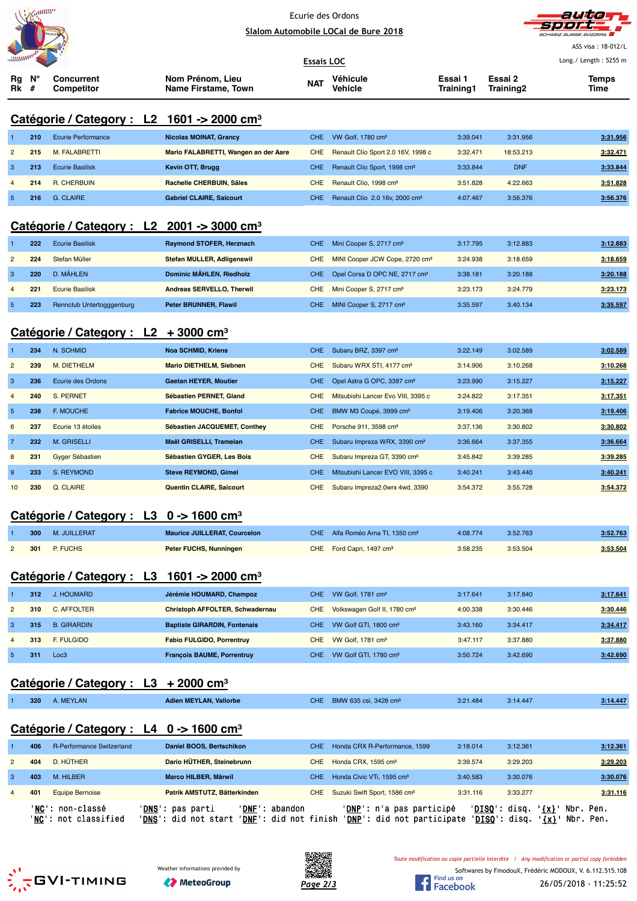Ecurie des Ordons

Slalom Automobile LOCal de Bure 2018

ASS visa : 18-012/L

Essais LOC

Long./ Length : 5255 m

## Catégorie / Category : L2 1601 -> 2000 cm³

| Rg Rk | N° # | Concurrent Competitor | Nom Prénom, Lieu Name Firstame, Town | NAT | Véhicule Vehicle | Essai 1 Training1 | Essai 2 Training2 | Temps Time |
|---|---|---|---|---|---|---|---|---|
| 1 | 210 | Ecurie Performance | **Nicolas MOINAT, Grancy** | CHE | VW Golf, 1780 cm³ | 3:39.041 | 3:31.956 | **3:31.956** |
| 2 | 215 | M. FALABRETTI | **Mario FALABRETTI, Wangen an der Aare** | CHE | Renault Clio Sport 2.0 16V, 1998 c | 3:32.471 | 18:53.213 | **3:32.471** |
| 3 | 213 | Ecurie Basilisk | **Kevin OTT, Brugg** | CHE | Renault Clio Sport, 1998 cm³ | 3:33.844 | DNF | **3:33.844** |
| 4 | 214 | R. CHERBUIN | **Rachelle CHERBUIN, Sâles** | CHE | Renault Clio, 1998 cm³ | 3:51.828 | 4:22.663 | **3:51.828** |
| 5 | 216 | G. CLAIRE | **Gabriel CLAIRE, Saicourt** | CHE | Renault Clio 2.0 16v, 2000 cm³ | 4:07.467 | 3:56.376 | **3:56.376** |

## Catégorie / Category : L2 2001 -> 3000 cm³

| Rg Rk | N° # | Concurrent Competitor | Nom Prénom, Lieu Name Firstame, Town | NAT | Véhicule Vehicle | Essai 1 Training1 | Essai 2 Training2 | Temps Time |
|---|---|---|---|---|---|---|---|---|
| 1 | 222 | Ecurie Basilisk | **Raymond STOFER, Herznach** | CHE | Mini Cooper S, 2717 cm³ | 3:17.795 | 3:12.883 | **3:12.883** |
| 2 | 224 | Stefan Müller | **Stefan MULLER, Adligenswil** | CHE | MINI Cooper JCW Cope, 2720 cm³ | 3:24.938 | 3:18.659 | **3:18.659** |
| 3 | 220 | D. MÄHLEN | **Dominic MÄHLEN, Riedholz** | CHE | Opel Corsa D OPC NE, 2717 cm³ | 3:38.181 | 3:20.188 | **3:20.188** |
| 4 | 221 | Ecurie Basilisk | **Andreas SERVELLO, Therwil** | CHE | Mini Cooper S, 2717 cm³ | 3:23.173 | 3:24.779 | **3:23.173** |
| 5 | 223 | Rennclub Untertogggenburg | **Peter BRUNNER, Flawil** | CHE | MINI Cooper S, 2717 cm³ | 3:35.597 | 3:40.134 | **3:35.597** |

## Catégorie / Category : L2 + 3000 cm³

| Rg Rk | N° # | Concurrent Competitor | Nom Prénom, Lieu Name Firstame, Town | NAT | Véhicule Vehicle | Essai 1 Training1 | Essai 2 Training2 | Temps Time |
|---|---|---|---|---|---|---|---|---|
| 1 | 234 | N. SCHMID | **Noa SCHMID, Kriens** | CHE | Subaru BRZ, 3397 cm³ | 3:22.149 | 3:02.589 | **3:02.589** |
| 2 | 239 | M. DIETHELM | **Mario DIETHELM, Siebnen** | CHE | Subaru WRX STI, 4177 cm³ | 3:14.906 | 3:10.268 | **3:10.268** |
| 3 | 236 | Ecurie des Ordons | **Gaetan HEYER, Moutier** | CHE | Opel Astra G OPC, 3397 cm³ | 3:23.990 | 3:15.227 | **3:15.227** |
| 4 | 240 | S. PERNET | **Sébastien PERNET, Gland** | CHE | Mitsubishi Lancer Evo VIII, 3395 c | 3:24.822 | 3:17.351 | **3:17.351** |
| 5 | 238 | F. MOUCHE | **Fabrice MOUCHE, Bonfol** | CHE | BMW M3 Coupé, 3999 cm³ | 3:19.406 | 3:20.368 | **3:19.406** |
| 6 | 237 | Ecurie 13 étoiles | **Sébastien JACQUEMET, Conthey** | CHE | Porsche 911, 3598 cm³ | 3:37.136 | 3:30.802 | **3:30.802** |
| 7 | 232 | M. GRISELLI | **Maël GRISELLI, Tramelan** | CHE | Subaru Impreza WRX, 3390 cm³ | 3:36.664 | 3:37.355 | **3:36.664** |
| 8 | 231 | Gyger Sébastien | **Sébastien GYGER, Les Bois** | CHE | Subaru Impreza GT, 3390 cm³ | 3:45.842 | 3:39.285 | **3:39.285** |
| 9 | 233 | S. REYMOND | **Steve REYMOND, Gimel** | CHE | Mitsubishi Lancer EVO VIII, 3395 c | 3:40.241 | 3:43.440 | **3:40.241** |
| 10 | 230 | Q. CLAIRE | **Quentin CLAIRE, Saicourt** | CHE | Subaru Impreza2.0wrx 4wd, 3390 | 3:54.372 | 3:55.728 | **3:54.372** |

## Catégorie / Category : L3 0 -> 1600 cm³

| Rg Rk | N° # | Concurrent Competitor | Nom Prénom, Lieu Name Firstame, Town | NAT | Véhicule Vehicle | Essai 1 Training1 | Essai 2 Training2 | Temps Time |
|---|---|---|---|---|---|---|---|---|
| 1 | 300 | M. JUILLERAT | **Maurice JUILLERAT, Courcelon** | CHE | Alfa Roméo Arna TI, 1350 cm³ | 4:08.774 | 3:52.763 | **3:52.763** |
| 2 | 301 | P. FUCHS | **Peter FUCHS, Nunningen** | CHE | Ford Capri, 1497 cm³ | 3:58.235 | 3:53.504 | **3:53.504** |

## Catégorie / Category : L3 1601 -> 2000 cm³

| Rg Rk | N° # | Concurrent Competitor | Nom Prénom, Lieu Name Firstame, Town | NAT | Véhicule Vehicle | Essai 1 Training1 | Essai 2 Training2 | Temps Time |
|---|---|---|---|---|---|---|---|---|
| 1 | 312 | J. HOUMARD | **Jérémie HOUMARD, Champoz** | CHE | VW Golf, 1781 cm³ | 3:17.641 | 3:17.840 | **3:17.641** |
| 2 | 310 | C. AFFOLTER | **Christoph AFFOLTER, Schwadernau** | CHE | Volkswagen Golf II, 1780 cm³ | 4:00.338 | 3:30.446 | **3:30.446** |
| 3 | 315 | B. GIRARDIN | **Baptiste GIRARDIN, Fontenais** | CHE | VW Golf GTI, 1800 cm³ | 3:43.160 | 3:34.417 | **3:34.417** |
| 4 | 313 | F. FULGIDO | **Fabio FULGIDO, Porrentruy** | CHE | VW Golf, 1781 cm³ | 3:47.117 | 3:37.880 | **3:37.880** |
| 5 | 311 | Loc3 | **François BAUME, Porrentruy** | CHE | VW Golf GTI, 1780 cm³ | 3:50.724 | 3:42.690 | **3:42.690** |

## Catégorie / Category : L3 + 2000 cm³

| Rg Rk | N° # | Concurrent Competitor | Nom Prénom, Lieu Name Firstame, Town | NAT | Véhicule Vehicle | Essai 1 Training1 | Essai 2 Training2 | Temps Time |
|---|---|---|---|---|---|---|---|---|
| 1 | 320 | A. MEYLAN | **Adien MEYLAN, Vallorbe** | CHE | BMW 635 csi, 3428 cm³ | 3:21.484 | 3:14.447 | **3:14.447** |

## Catégorie / Category : L4 0 -> 1600 cm³

| Rg Rk | N° # | Concurrent Competitor | Nom Prénom, Lieu Name Firstame, Town | NAT | Véhicule Vehicle | Essai 1 Training1 | Essai 2 Training2 | Temps Time |
|---|---|---|---|---|---|---|---|---|
| 1 | 406 | R-Performance Switzerland | **Daniel BOOS, Bertschikon** | CHE | Honda CRX R-Performance, 1599 | 3:18.014 | 3:12.361 | **3:12.361** |
| 2 | 404 | D. HÜTHER | **Dario HÜTHER, Steinebrunn** | CHE | Honda CRX, 1595 cm³ | 3:39.574 | 3:29.203 | **3:29.203** |
| 3 | 403 | M. HILBER | **Marco HILBER, Märwil** | CHE | Honda Civic VTi, 1595 cm³ | 3:40.583 | 3:30.076 | **3:30.076** |
| 4 | 401 | Equipe Bernoise | **Patrik AMSTUTZ, Bätterkinden** | CHE | Suzuki Swift Sport, 1586 cm³ | 3:31.116 | 3:33.277 | **3:31.116** |

'NC': non-classé 'DNS': pas parti 'DNF': abandon 'DNP': n'a pas participé 'DISQ': disq. '{x}' Nbr. Pen.
'NC': not classified 'DNS': did not start 'DNF': did not finish 'DNP': did not participate 'DISQ': disq. '{x}' Nbr. Pen.

Weather informations provided by MeteoGroup

Toute modification ou copie partielle interdite / Any modification or partial copy forbidden

Softwares by FmodouX, Frédéric MODOUX, V. 6.112.515.108

26/05/2018 - 11:25:52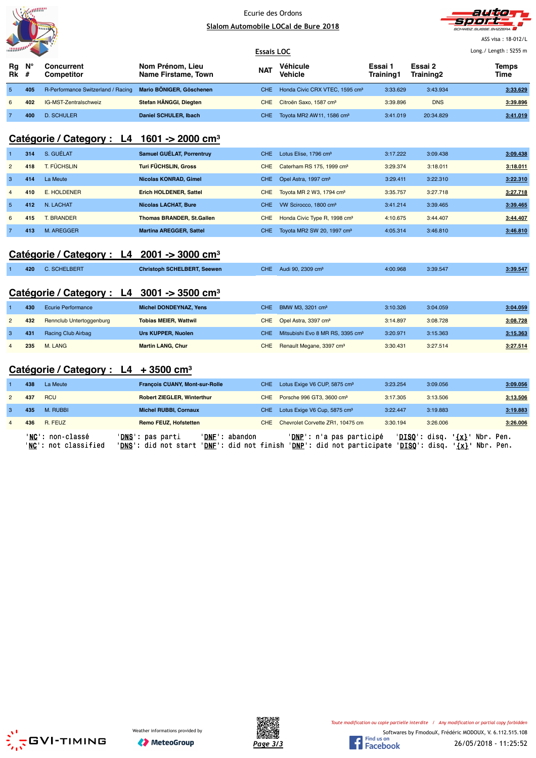Ecurie des Ordons

Slalom Automobile LOCal de Bure 2018

ASS visa : 18-012/L

Essais LOC

Long./ Length : 5255 m

| Rg Rk | N° # | Concurrent Competitor | Nom Prénom, Lieu Name Firstame, Town | NAT | Véhicule Vehicle | Essai 1 Training1 | Essai 2 Training2 | Temps Time |
|---|---|---|---|---|---|---|---|---|
| 5 | 405 | R-Performance Switzerland / Racing | **Mario BÖNIGER, Göschenen** | CHE | Honda Civic CRX VTEC, 1595 cm³ | 3:33.629 | 3:43.934 | **3:33.629** |
| 6 | 402 | IG-MST-Zentralschweiz | **Stefan HÄNGGI, Diegten** | CHE | Citroën Saxo, 1587 cm³ | 3:39.896 | DNS | **3:39.896** |
| 7 | 400 | D. SCHULER | **Daniel SCHULER, Ibach** | CHE | Toyota MR2 AW11, 1586 cm³ | 3:41.019 | 20:34.829 | **3:41.019** |

## Catégorie / Category : L4 1601 -> 2000 cm³

| Rg Rk | N° # | Concurrent Competitor | Nom Prénom, Lieu Name Firstame, Town | NAT | Véhicule Vehicle | Essai 1 Training1 | Essai 2 Training2 | Temps Time |
|---|---|---|---|---|---|---|---|---|
| 1 | 314 | S. GUÉLAT | **Samuel GUÉLAT, Porrentruy** | CHE | Lotus Elise, 1796 cm³ | 3:17.222 | 3:09.438 | **3:09.438** |
| 2 | 418 | T. FÜCHSLIN | **Turi FÜCHSLIN, Gross** | CHE | Caterham RS 175, 1999 cm³ | 3:29.374 | 3:18.011 | **3:18.011** |
| 3 | 414 | La Meute | **Nicolas KONRAD, Gimel** | CHE | Opel Astra, 1997 cm³ | 3:29.411 | 3:22.310 | **3:22.310** |
| 4 | 410 | E. HOLDENER | **Erich HOLDENER, Sattel** | CHE | Toyota MR 2 W3, 1794 cm³ | 3:35.757 | 3:27.718 | **3:27.718** |
| 5 | 412 | N. LACHAT | **Nicolas LACHAT, Bure** | CHE | VW Scirocco, 1800 cm³ | 3:41.214 | 3:39.465 | **3:39.465** |
| 6 | 415 | T. BRANDER | **Thomas BRANDER, St.Gallen** | CHE | Honda Civic Type R, 1998 cm³ | 4:10.675 | 3:44.407 | **3:44.407** |
| 7 | 413 | M. AREGGER | **Martina AREGGER, Sattel** | CHE | Toyota MR2 SW 20, 1997 cm³ | 4:05.314 | 3:46.810 | **3:46.810** |

## Catégorie / Category : L4 2001 -> 3000 cm³

| Rg Rk | N° # | Concurrent Competitor | Nom Prénom, Lieu Name Firstame, Town | NAT | Véhicule Vehicle | Essai 1 Training1 | Essai 2 Training2 | Temps Time |
|---|---|---|---|---|---|---|---|---|
| 1 | 420 | C. SCHELBERT | **Christoph SCHELBERT, Seewen** | CHE | Audi 90, 2309 cm³ | 4:00.968 | 3:39.547 | **3:39.547** |

## Catégorie / Category : L4 3001 -> 3500 cm³

| Rg Rk | N° # | Concurrent Competitor | Nom Prénom, Lieu Name Firstame, Town | NAT | Véhicule Vehicle | Essai 1 Training1 | Essai 2 Training2 | Temps Time |
|---|---|---|---|---|---|---|---|---|
| 1 | 430 | Ecurie Performance | **Michel DONDENYAZ, Yens** | CHE | BMW M3, 3201 cm³ | 3:10.326 | 3:04.059 | **3:04.059** |
| 2 | 432 | Rennclub Untertoggenburg | **Tobias MEIER, Wattwil** | CHE | Opel Astra, 3397 cm³ | 3:14.897 | 3:08.728 | **3:08.728** |
| 3 | 431 | Racing Club Airbag | **Urs KUPPER, Nuolen** | CHE | Mitsubishi Evo 8 MR RS, 3395 cm³ | 3:20.971 | 3:15.363 | **3:15.363** |
| 4 | 235 | M. LANG | **Martin LANG, Chur** | CHE | Renault Megane, 3397 cm³ | 3:30.431 | 3:27.514 | **3:27.514** |

## Catégorie / Category : L4 + 3500 cm³

| Rg Rk | N° # | Concurrent Competitor | Nom Prénom, Lieu Name Firstame, Town | NAT | Véhicule Vehicle | Essai 1 Training1 | Essai 2 Training2 | Temps Time |
|---|---|---|---|---|---|---|---|---|
| 1 | 438 | La Meute | **François CUANY, Mont-sur-Rolle** | CHE | Lotus Exige V6 CUP, 5875 cm³ | 3:23.254 | 3:09.056 | **3:09.056** |
| 2 | 437 | RCU | **Robert ZIEGLER, Winterthur** | CHE | Porsche 996 GT3, 3600 cm³ | 3:17.305 | 3:13.506 | **3:13.506** |
| 3 | 435 | M. RUBBI | **Michel RUBBI, Cornaux** | CHE | Lotus Exige V6 Cup, 5875 cm³ | 3:22.447 | 3:19.883 | **3:19.883** |
| 4 | 436 | R. FEUZ | **Remo FEUZ, Hofstetten** | CHE | Chevrolet Corvette ZR1, 10475 cm | 3:30.194 | 3:26.006 | **3:26.006** |

'**NC**': non-classé '**DNS**': pas parti '**DNF**': abandon '**DNP**': n'a pas participé '**DISQ**': disq. '**{x}**' Nbr. Pen.
'**NC**': not classified '**DNS**': did not start '**DNF**': did not finish '**DNP**': did not participate '**DISQ**': disq. '**{x}**' Nbr. Pen.

Weather informations provided by MeteoGroup

*Toute modification ou copie partielle interdite / Any modification or partial copy forbidden*

Softwares by FmodouX, Frédéric MODOUX, V. 6.112.515.108

26/05/2018 - 11:25:52